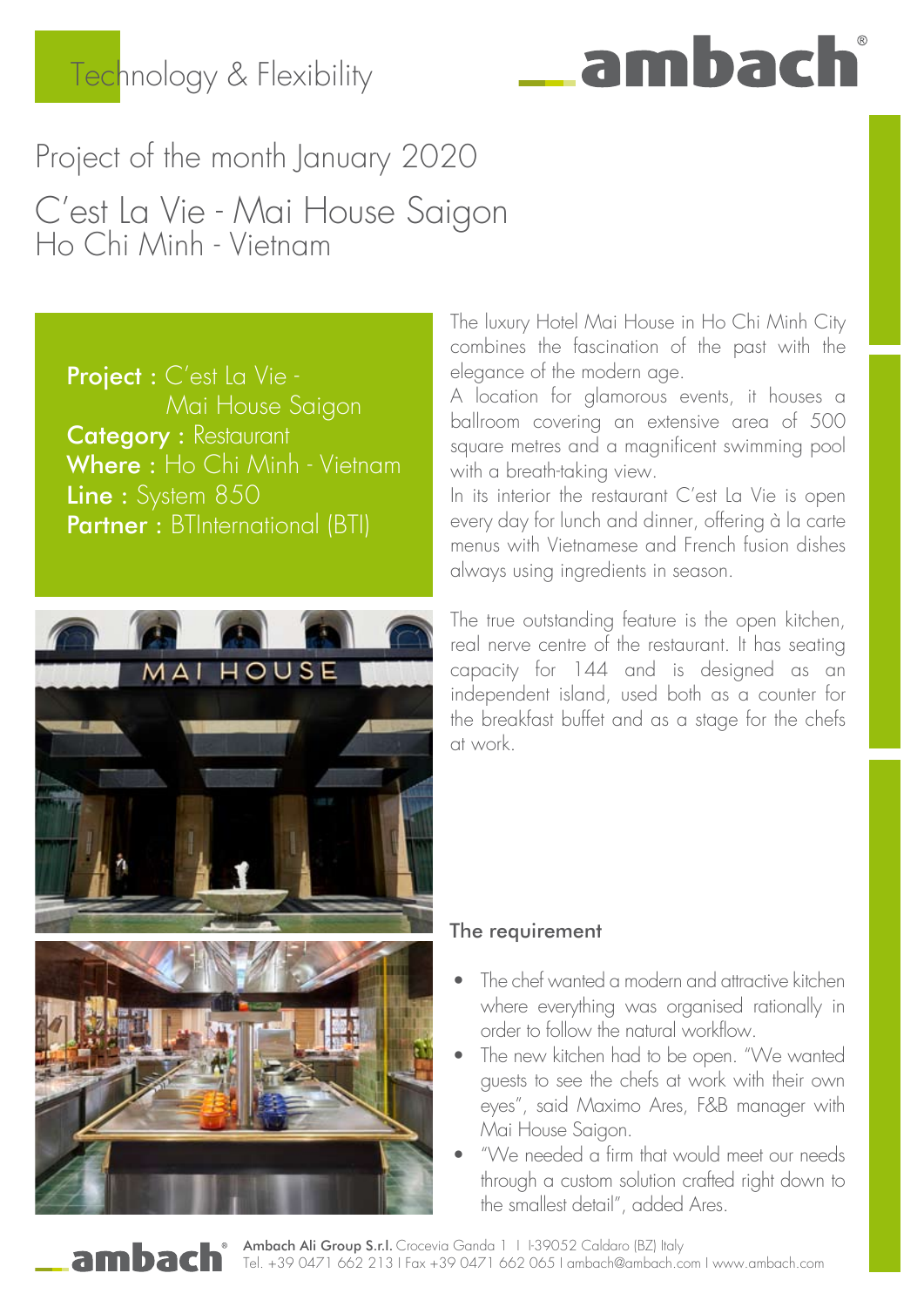Technology & Flexibility

# Project of the month January 2020

## C'est La Vie - Mai House Saigon
Ho Chi Minh - Vietnam

**Project :** C'est La Vie - Mai House Saigon
**Category :** Restaurant
**Where :** Ho Chi Minh - Vietnam
**Line :** System 850
**Partner :** BTInternational (BTI)

The luxury Hotel Mai House in Ho Chi Minh City combines the fascination of the past with the elegance of the modern age.
A location for glamorous events, it houses a ballroom covering an extensive area of 500 square metres and a magnificent swimming pool with a breath-taking view.
In its interior the restaurant C'est La Vie is open every day for lunch and dinner, offering à la carte menus with Vietnamese and French fusion dishes always using ingredients in season.

The true outstanding feature is the open kitchen, real nerve centre of the restaurant. It has seating capacity for 144 and is designed as an independent island, used both as a counter for the breakfast buffet and as a stage for the chefs at work.

### The requirement

- The chef wanted a modern and attractive kitchen where everything was organised rationally in order to follow the natural workflow.
- The new kitchen had to be open. "We wanted guests to see the chefs at work with their own eyes", said Maximo Ares, F&B manager with Mai House Saigon.
- "We needed a firm that would meet our needs through a custom solution crafted right down to the smallest detail", added Ares.

**Ambach Ali Group S.r.l.** Crocevia Ganda 1 I I-39052 Caldaro (BZ) Italy
Tel. +39 0471 662 213 I Fax +39 0471 662 065 I ambach@ambach.com I www.ambach.com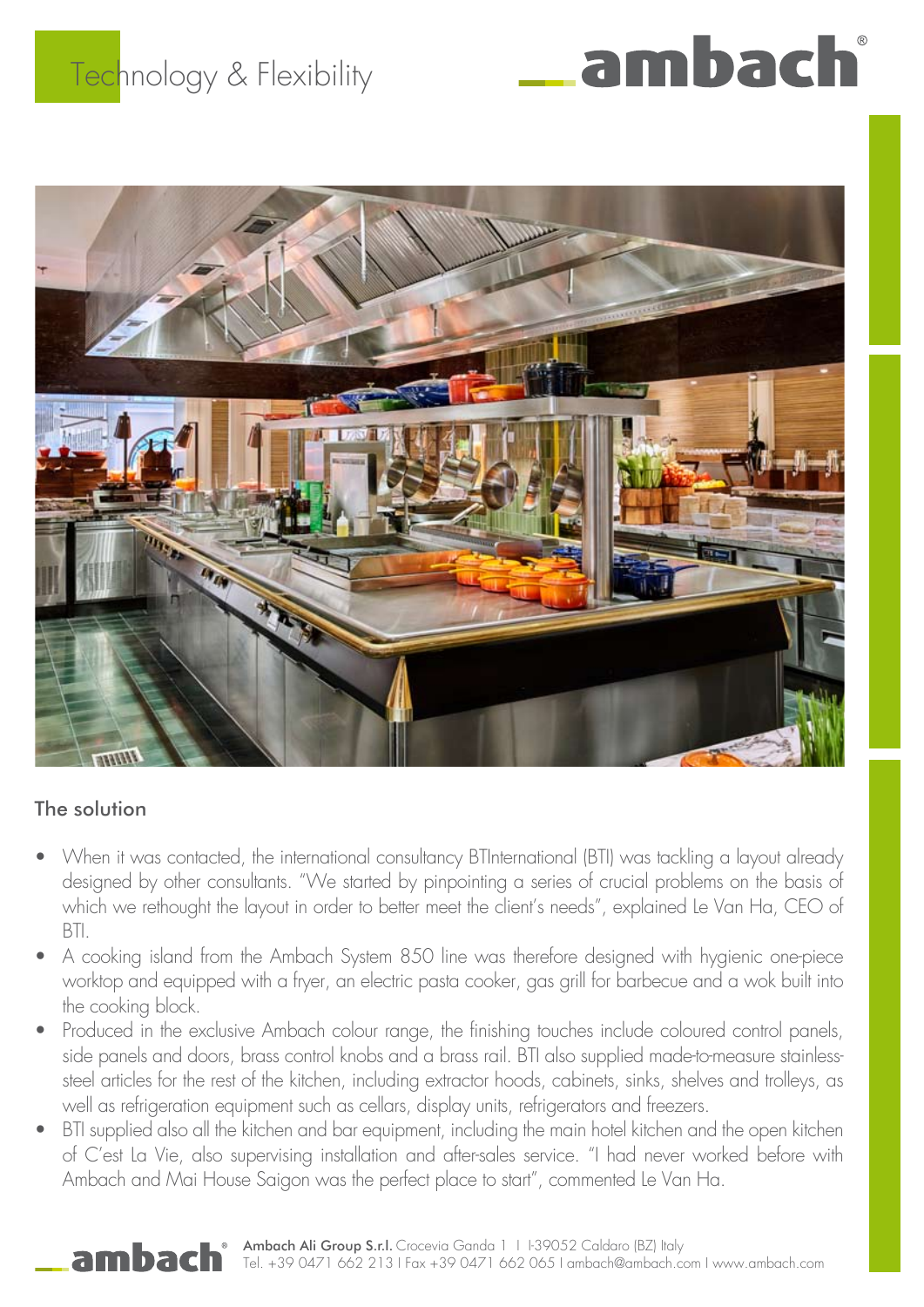Technology & Flexibility

## The solution

- When it was contacted, the international consultancy BTInternational (BTI) was tackling a layout already designed by other consultants. "We started by pinpointing a series of crucial problems on the basis of which we rethought the layout in order to better meet the client's needs", explained Le Van Ha, CEO of BTI.
- A cooking island from the Ambach System 850 line was therefore designed with hygienic one-piece worktop and equipped with a fryer, an electric pasta cooker, gas grill for barbecue and a wok built into the cooking block.
- Produced in the exclusive Ambach colour range, the finishing touches include coloured control panels, side panels and doors, brass control knobs and a brass rail. BTI also supplied made-to-measure stainless-steel articles for the rest of the kitchen, including extractor hoods, cabinets, sinks, shelves and trolleys, as well as refrigeration equipment such as cellars, display units, refrigerators and freezers.
- BTI supplied also all the kitchen and bar equipment, including the main hotel kitchen and the open kitchen of C'est La Vie, also supervising installation and after-sales service. "I had never worked before with Ambach and Mai House Saigon was the perfect place to start", commented Le Van Ha.

**Ambach Ali Group S.r.l.** Crocevia Ganda 1 I I-39052 Caldaro (BZ) Italy
Tel. +39 0471 662 213 I Fax +39 0471 662 065 I ambach@ambach.com I www.ambach.com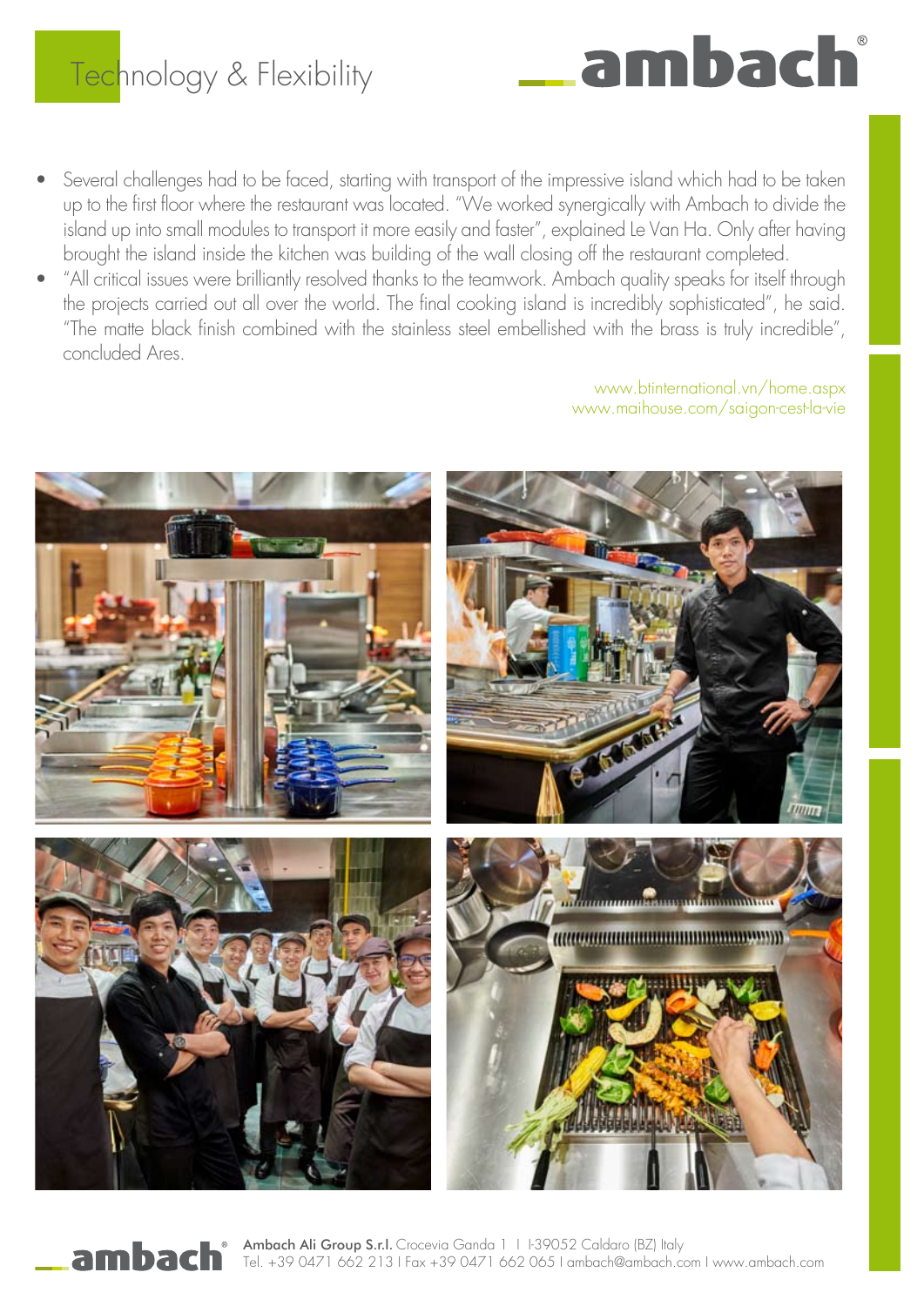- Several challenges had to be faced, starting with transport of the impressive island which had to be taken up to the first floor where the restaurant was located. "We worked synergically with Ambach to divide the island up into small modules to transport it more easily and faster", explained Le Van Ha. Only after having brought the island inside the kitchen was building of the wall closing off the restaurant completed.
- "All critical issues were brilliantly resolved thanks to the teamwork. Ambach quality speaks for itself through the projects carried out all over the world. The final cooking island is incredibly sophisticated", he said. "The matte black finish combined with the stainless steel embellished with the brass is truly incredible", concluded Ares.

www.btinternational.vn/home.aspx
www.maihouse.com/saigon-cest-la-vie